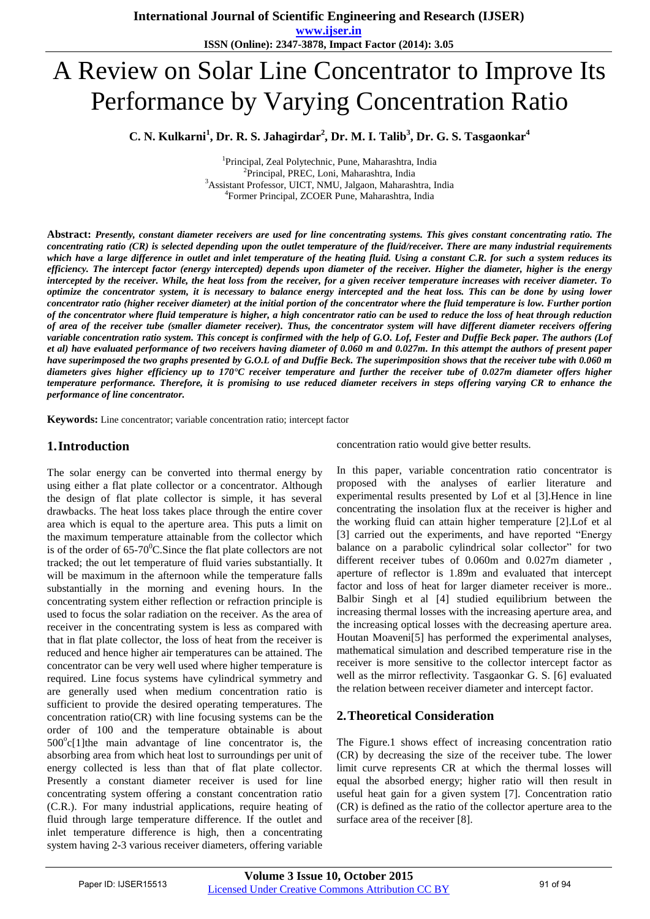# A Review on Solar Line Concentrator to Improve Its Performance by Varying Concentration Ratio

**C. N. Kulkarni[1], Dr. R. S. Jahagirdar[2], Dr. M. I. Talib[3], Dr. G. S. Tasgaonkar[4]**

[1]Principal, Zeal Polytechnic, Pune, Maharashtra, India
[2]Principal, PREC, Loni, Maharashtra, India
[3]Assistant Professor, UICT, NMU, Jalgaon, Maharashtra, India
[4]Former Principal, ZCOER Pune, Maharashtra, India

**Abstract:** ***Presently, constant diameter receivers are used for line concentrating systems. This gives constant concentrating ratio. The concentrating ratio (CR) is selected depending upon the outlet temperature of the fluid/receiver. There are many industrial requirements which have a large difference in outlet and inlet temperature of the heating fluid. Using a constant C.R. for such a system reduces its efficiency. The intercept factor (energy intercepted) depends upon diameter of the receiver. Higher the diameter, higher is the energy intercepted by the receiver. While, the heat loss from the receiver, for a given receiver temperature increases with receiver diameter. To optimize the concentrator system, it is necessary to balance energy intercepted and the heat loss. This can be done by using lower concentrator ratio (higher receiver diameter) at the initial portion of the concentrator where the fluid temperature is low. Further portion of the concentrator where fluid temperature is higher, a high concentrator ratio can be used to reduce the loss of heat through reduction of area of the receiver tube (smaller diameter receiver). Thus, the concentrator system will have different diameter receivers offering variable concentration ratio system. This concept is confirmed with the help of G.O. Lof, Fester and Duffie Beck paper. The authors (Lof et al) have evaluated performance of two receivers having diameter of 0.060 m and 0.027m. In this attempt the authors of present paper have superimposed the two graphs presented by G.O.L of and Duffie Beck. The superimposition shows that the receiver tube with 0.060 m diameters gives higher efficiency up to 170°C receiver temperature and further the receiver tube of 0.027m diameter offers higher temperature performance. Therefore, it is promising to use reduced diameter receivers in steps offering varying CR to enhance the performance of line concentrator.***

**Keywords:** Line concentrator; variable concentration ratio; intercept factor

## 1. Introduction

The solar energy can be converted into thermal energy by using either a flat plate collector or a concentrator. Although the design of flat plate collector is simple, it has several drawbacks. The heat loss takes place through the entire cover area which is equal to the aperture area. This puts a limit on the maximum temperature attainable from the collector which is of the order of 65-70$^0$C.Since the flat plate collectors are not tracked; the out let temperature of fluid varies substantially. It will be maximum in the afternoon while the temperature falls substantially in the morning and evening hours. In the concentrating system either reflection or refraction principle is used to focus the solar radiation on the receiver. As the area of receiver in the concentrating system is less as compared with that in flat plate collector, the loss of heat from the receiver is reduced and hence higher air temperatures can be attained. The concentrator can be very well used where higher temperature is required. Line focus systems have cylindrical symmetry and are generally used when medium concentration ratio is sufficient to provide the desired operating temperatures. The concentration ratio(CR) with line focusing systems can be the order of 100 and the temperature obtainable is about 500$^o$c[1]the main advantage of line concentrator is, the absorbing area from which heat lost to surroundings per unit of energy collected is less than that of flat plate collector. Presently a constant diameter receiver is used for line concentrating system offering a constant concentration ratio (C.R.). For many industrial applications, require heating of fluid through large temperature difference. If the outlet and inlet temperature difference is high, then a concentrating system having 2-3 various receiver diameters, offering variable concentration ratio would give better results.

In this paper, variable concentration ratio concentrator is proposed with the analyses of earlier literature and experimental results presented by Lof et al [3].Hence in line concentrating the insolation flux at the receiver is higher and the working fluid can attain higher temperature [2].Lof et al [3] carried out the experiments, and have reported "Energy balance on a parabolic cylindrical solar collector" for two different receiver tubes of 0.060m and 0.027m diameter , aperture of reflector is 1.89m and evaluated that intercept factor and loss of heat for larger diameter receiver is more.. Balbir Singh et al [4] studied equilibrium between the increasing thermal losses with the increasing aperture area, and the increasing optical losses with the decreasing aperture area. Houtan Moaveni[5] has performed the experimental analyses, mathematical simulation and described temperature rise in the receiver is more sensitive to the collector intercept factor as well as the mirror reflectivity. Tasgaonkar G. S. [6] evaluated the relation between receiver diameter and intercept factor.

## 2. Theoretical Consideration

The Figure.1 shows effect of increasing concentration ratio (CR) by decreasing the size of the receiver tube. The lower limit curve represents CR at which the thermal losses will equal the absorbed energy; higher ratio will then result in useful heat gain for a given system [7]. Concentration ratio (CR) is defined as the ratio of the collector aperture area to the surface area of the receiver [8].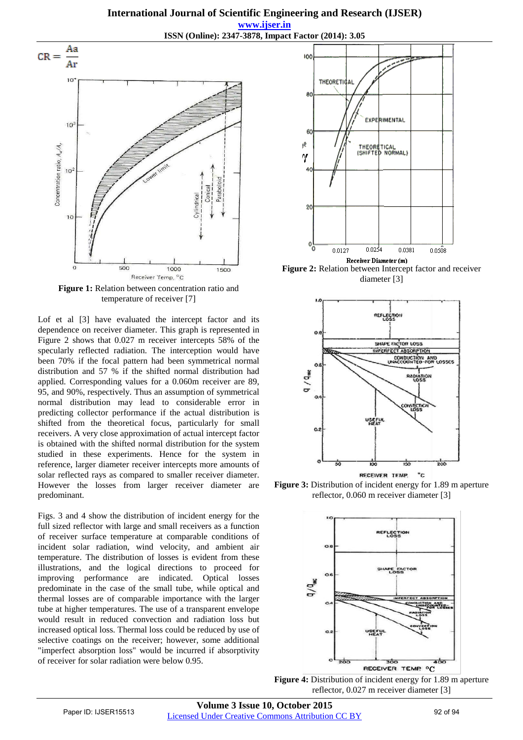$$CR = \frac{Aa}{Ar}$$

**Figure 1:** Relation between concentration ratio and temperature of receiver [7]

Lof et al [3] have evaluated the intercept factor and its dependence on receiver diameter. This graph is represented in Figure 2 shows that 0.027 m receiver intercepts 58% of the specularly reflected radiation. The interception would have been 70% if the focal pattern had been symmetrical normal distribution and 57 % if the shifted normal distribution had applied. Corresponding values for a 0.060m receiver are 89, 95, and 90%, respectively. Thus an assumption of symmetrical normal distribution may lead to considerable error in predicting collector performance if the actual distribution is shifted from the theoretical focus, particularly for small receivers. A very close approximation of actual intercept factor is obtained with the shifted normal distribution for the system studied in these experiments. Hence for the system in reference, larger diameter receiver intercepts more amounts of solar reflected rays as compared to smaller receiver diameter. However the losses from larger receiver diameter are predominant.

Figs. 3 and 4 show the distribution of incident energy for the full sized reflector with large and small receivers as a function of receiver surface temperature at comparable conditions of incident solar radiation, wind velocity, and ambient air temperature. The distribution of losses is evident from these illustrations, and the logical directions to proceed for improving performance are indicated. Optical losses predominate in the case of the small tube, while optical and thermal losses are of comparable importance with the larger tube at higher temperatures. The use of a transparent envelope would result in reduced convection and radiation loss but increased optical loss. Thermal loss could be reduced by use of selective coatings on the receiver; however, some additional "imperfect absorption loss" would be incurred if absorptivity of receiver for solar radiation were below 0.95.

**Figure 2:** Relation between Intercept factor and receiver diameter [3]

**Figure 3:** Distribution of incident energy for 1.89 m aperture reflector, 0.060 m receiver diameter [3]

**Figure 4:** Distribution of incident energy for 1.89 m aperture reflector, 0.027 m receiver diameter [3]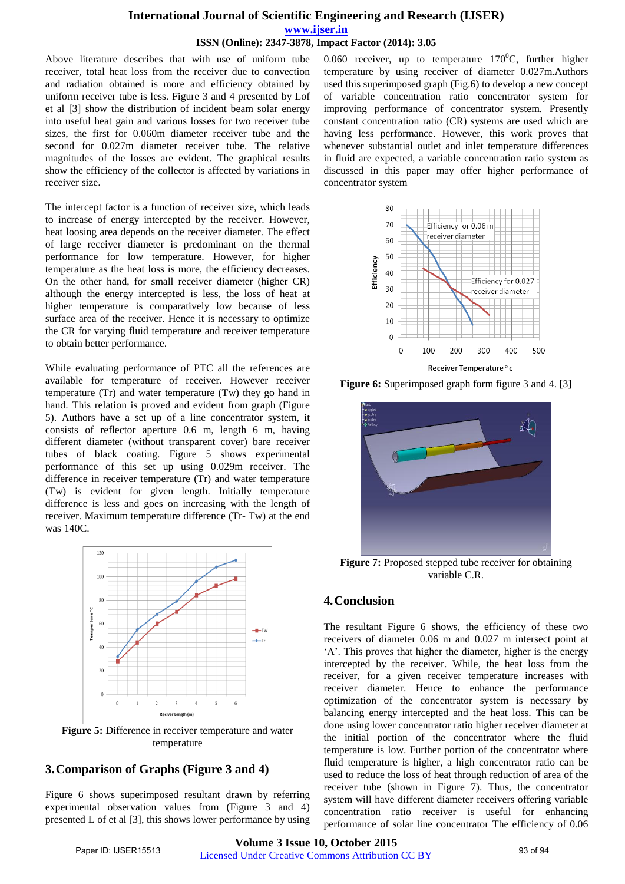Above literature describes that with use of uniform tube receiver, total heat loss from the receiver due to convection and radiation obtained is more and efficiency obtained by uniform receiver tube is less. Figure 3 and 4 presented by Lof et al [3] show the distribution of incident beam solar energy into useful heat gain and various losses for two receiver tube sizes, the first for 0.060m diameter receiver tube and the second for 0.027m diameter receiver tube. The relative magnitudes of the losses are evident. The graphical results show the efficiency of the collector is affected by variations in receiver size.

The intercept factor is a function of receiver size, which leads to increase of energy intercepted by the receiver. However, heat loosing area depends on the receiver diameter. The effect of large receiver diameter is predominant on the thermal performance for low temperature. However, for higher temperature as the heat loss is more, the efficiency decreases. On the other hand, for small receiver diameter (higher CR) although the energy intercepted is less, the loss of heat at higher temperature is comparatively low because of less surface area of the receiver. Hence it is necessary to optimize the CR for varying fluid temperature and receiver temperature to obtain better performance.

While evaluating performance of PTC all the references are available for temperature of receiver. However receiver temperature (Tr) and water temperature (Tw) they go hand in hand. This relation is proved and evident from graph (Figure 5). Authors have a set up of a line concentrator system, it consists of reflector aperture 0.6 m, length 6 m, having different diameter (without transparent cover) bare receiver tubes of black coating. Figure 5 shows experimental performance of this set up using 0.029m receiver. The difference in receiver temperature (Tr) and water temperature (Tw) is evident for given length. Initially temperature difference is less and goes on increasing with the length of receiver. Maximum temperature difference (Tr- Tw) at the end was 140C.

**Figure 5:** Difference in receiver temperature and water temperature

## 3. Comparison of Graphs (Figure 3 and 4)

Figure 6 shows superimposed resultant drawn by referring experimental observation values from (Figure 3 and 4) presented L of et al [3], this shows lower performance by using 0.060 receiver, up to temperature 170$^0$C, further higher temperature by using receiver of diameter 0.027m.Authors used this superimposed graph (Fig.6) to develop a new concept of variable concentration ratio concentrator system for improving performance of concentrator system. Presently constant concentration ratio (CR) systems are used which are having less performance. However, this work proves that whenever substantial outlet and inlet temperature differences in fluid are expected, a variable concentration ratio system as discussed in this paper may offer higher performance of concentrator system

**Figure 6:** Superimposed graph form figure 3 and 4. [3]

**Figure 7:** Proposed stepped tube receiver for obtaining variable C.R.

## 4. Conclusion

The resultant Figure 6 shows, the efficiency of these two receivers of diameter 0.06 m and 0.027 m intersect point at 'A'. This proves that higher the diameter, higher is the energy intercepted by the receiver. While, the heat loss from the receiver, for a given receiver temperature increases with receiver diameter. Hence to enhance the performance optimization of the concentrator system is necessary by balancing energy intercepted and the heat loss. This can be done using lower concentrator ratio higher receiver diameter at the initial portion of the concentrator where the fluid temperature is low. Further portion of the concentrator where fluid temperature is higher, a high concentrator ratio can be used to reduce the loss of heat through reduction of area of the receiver tube (shown in Figure 7). Thus, the concentrator system will have different diameter receivers offering variable concentration ratio receiver is useful for enhancing performance of solar line concentrator The efficiency of 0.06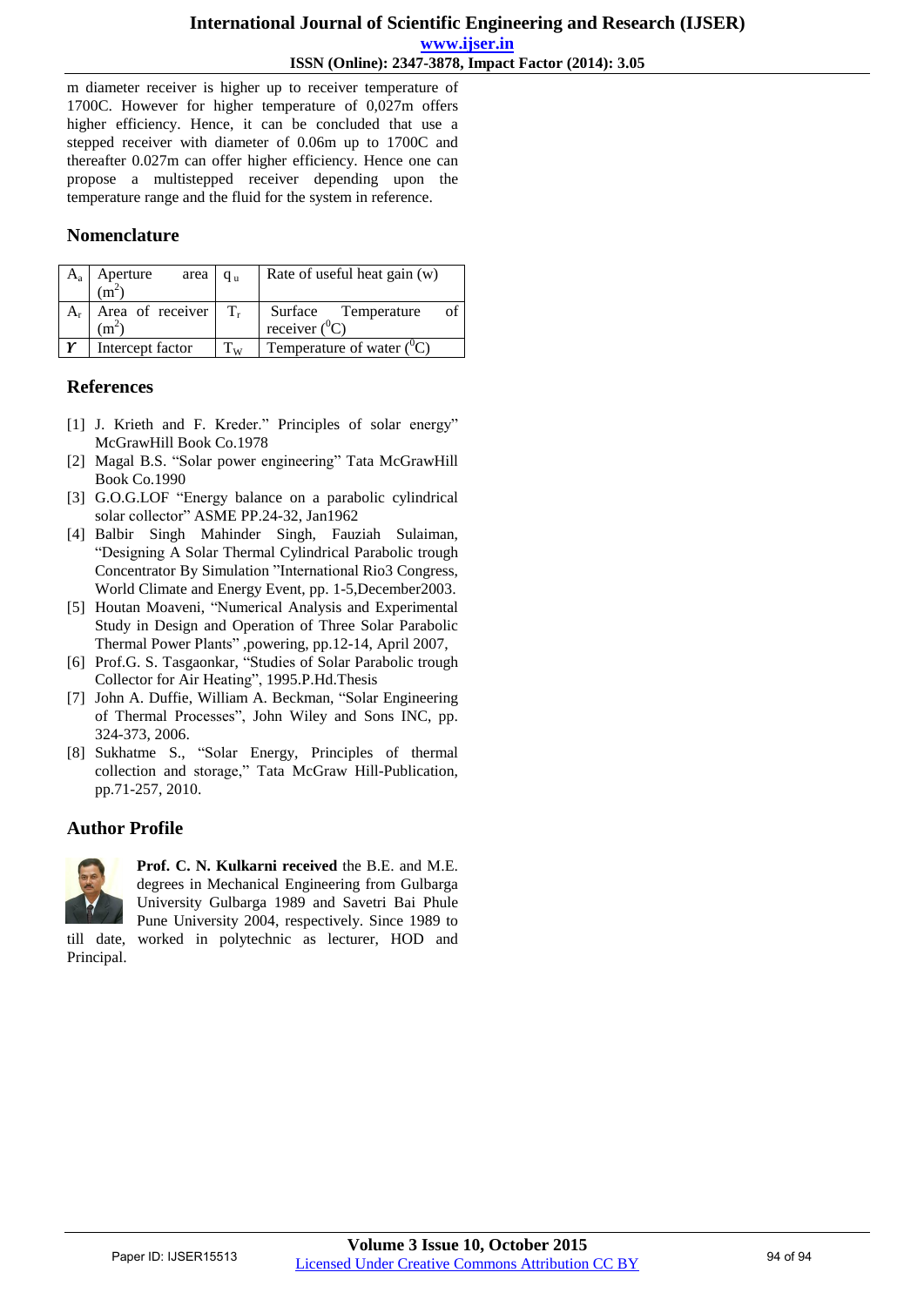m diameter receiver is higher up to receiver temperature of 1700C. However for higher temperature of 0,027m offers higher efficiency. Hence, it can be concluded that use a stepped receiver with diameter of 0.06m up to 1700C and thereafter 0.027m can offer higher efficiency. Hence one can propose a multistepped receiver depending upon the temperature range and the fluid for the system in reference.

## Nomenclature

| | | | |
|---|---|---|---|
| $A_a$ | Aperture area ($m^2$) | $q_u$ | Rate of useful heat gain (w) |
| $A_r$ | Area of receiver ($m^2$) | $T_r$ | Surface Temperature of receiver ($^0C$) |
| $\gamma$ | Intercept factor | $T_W$ | Temperature of water ($^0C$) |

## References

[1] J. Krieth and F. Kreder." Principles of solar energy" McGrawHill Book Co.1978

[2] Magal B.S. "Solar power engineering" Tata McGrawHill Book Co.1990

[3] G.O.G.LOF "Energy balance on a parabolic cylindrical solar collector" ASME PP.24-32, Jan1962

[4] Balbir Singh Mahinder Singh, Fauziah Sulaiman, "Designing A Solar Thermal Cylindrical Parabolic trough Concentrator By Simulation "International Rio3 Congress, World Climate and Energy Event, pp. 1-5,December2003.

[5] Houtan Moaveni, "Numerical Analysis and Experimental Study in Design and Operation of Three Solar Parabolic Thermal Power Plants" ,powering, pp.12-14, April 2007,

[6] Prof.G. S. Tasgaonkar, "Studies of Solar Parabolic trough Collector for Air Heating", 1995.P.Hd.Thesis

[7] John A. Duffie, William A. Beckman, "Solar Engineering of Thermal Processes", John Wiley and Sons INC, pp. 324-373, 2006.

[8] Sukhatme S., "Solar Energy, Principles of thermal collection and storage," Tata McGraw Hill-Publication, pp.71-257, 2010.

## Author Profile

**Prof. C. N. Kulkarni received** the B.E. and M.E. degrees in Mechanical Engineering from Gulbarga University Gulbarga 1989 and Savetri Bai Phule Pune University 2004, respectively. Since 1989 to till date, worked in polytechnic as lecturer, HOD and Principal.